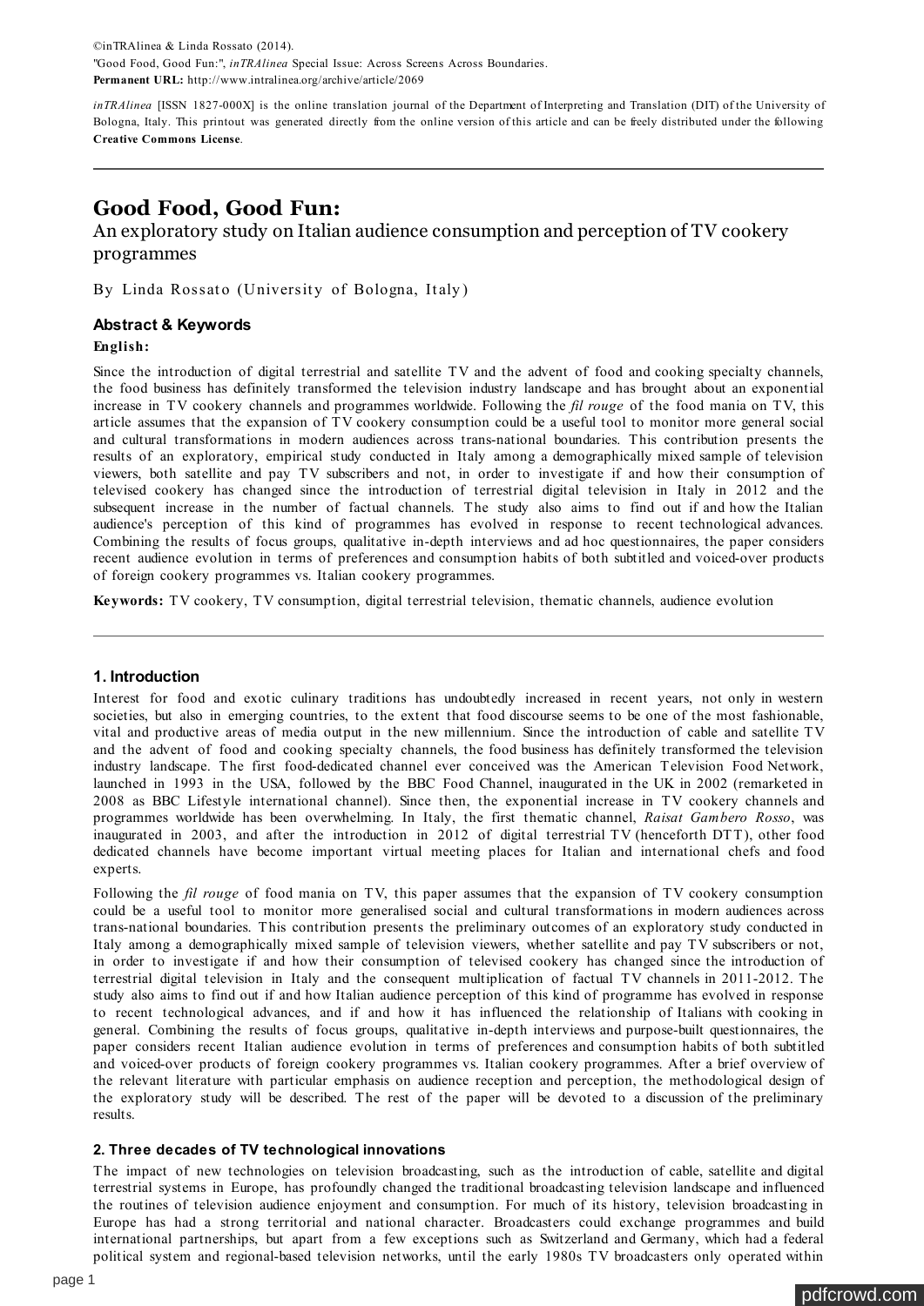©inTRAlinea & Linda Rossato (2014).
"Good Food, Good Fun:", *inTRAlinea* Special Issue: Across Screens Across Boundaries.
**Permanent URL:** http://www.intralinea.org/archive/article/2069

*inTRAlinea* [ISSN 1827-000X] is the online translation journal of the Department of Interpreting and Translation (DIT) of the University of Bologna, Italy. This printout was generated directly from the online version of this article and can be freely distributed under the following **Creative Commons License**.

---

# Good Food, Good Fun:

## An exploratory study on Italian audience consumption and perception of TV cookery programmes

By Linda Rossato (University of Bologna, Italy)

### Abstract & Keywords

**English:**

Since the introduction of digital terrestrial and satellite TV and the advent of food and cooking specialty channels, the food business has definitely transformed the television industry landscape and has brought about an exponential increase in TV cookery channels and programmes worldwide. Following the *fil rouge* of the food mania on TV, this article assumes that the expansion of TV cookery consumption could be a useful tool to monitor more general social and cultural transformations in modern audiences across trans-national boundaries. This contribution presents the results of an exploratory, empirical study conducted in Italy among a demographically mixed sample of television viewers, both satellite and pay TV subscribers and not, in order to investigate if and how their consumption of televised cookery has changed since the introduction of terrestrial digital television in Italy in 2012 and the subsequent increase in the number of factual channels. The study also aims to find out if and how the Italian audience's perception of this kind of programmes has evolved in response to recent technological advances. Combining the results of focus groups, qualitative in-depth interviews and ad hoc questionnaires, the paper considers recent audience evolution in terms of preferences and consumption habits of both subtitled and voiced-over products of foreign cookery programmes vs. Italian cookery programmes.

**Keywords:** TV cookery, TV consumption, digital terrestrial television, thematic channels, audience evolution

---

### 1. Introduction

Interest for food and exotic culinary traditions has undoubtedly increased in recent years, not only in western societies, but also in emerging countries, to the extent that food discourse seems to be one of the most fashionable, vital and productive areas of media output in the new millennium. Since the introduction of cable and satellite TV and the advent of food and cooking specialty channels, the food business has definitely transformed the television industry landscape. The first food-dedicated channel ever conceived was the American Television Food Network, launched in 1993 in the USA, followed by the BBC Food Channel, inaugurated in the UK in 2002 (remarketed in 2008 as BBC Lifestyle international channel). Since then, the exponential increase in TV cookery channels and programmes worldwide has been overwhelming. In Italy, the first thematic channel, *Raisat Gambero Rosso*, was inaugurated in 2003, and after the introduction in 2012 of digital terrestrial TV (henceforth DTT), other food dedicated channels have become important virtual meeting places for Italian and international chefs and food experts.

Following the *fil rouge* of food mania on TV, this paper assumes that the expansion of TV cookery consumption could be a useful tool to monitor more generalised social and cultural transformations in modern audiences across trans-national boundaries. This contribution presents the preliminary outcomes of an exploratory study conducted in Italy among a demographically mixed sample of television viewers, whether satellite and pay TV subscribers or not, in order to investigate if and how their consumption of televised cookery has changed since the introduction of terrestrial digital television in Italy and the consequent multiplication of factual TV channels in 2011-2012. The study also aims to find out if and how Italian audience perception of this kind of programme has evolved in response to recent technological advances, and if and how it has influenced the relationship of Italians with cooking in general. Combining the results of focus groups, qualitative in-depth interviews and purpose-built questionnaires, the paper considers recent Italian audience evolution in terms of preferences and consumption habits of both subtitled and voiced-over products of foreign cookery programmes vs. Italian cookery programmes. After a brief overview of the relevant literature with particular emphasis on audience reception and perception, the methodological design of the exploratory study will be described. The rest of the paper will be devoted to a discussion of the preliminary results.

### 2. Three decades of TV technological innovations

The impact of new technologies on television broadcasting, such as the introduction of cable, satellite and digital terrestrial systems in Europe, has profoundly changed the traditional broadcasting television landscape and influenced the routines of television audience enjoyment and consumption. For much of its history, television broadcasting in Europe has had a strong territorial and national character. Broadcasters could exchange programmes and build international partnerships, but apart from a few exceptions such as Switzerland and Germany, which had a federal political system and regional-based television networks, until the early 1980s TV broadcasters only operated within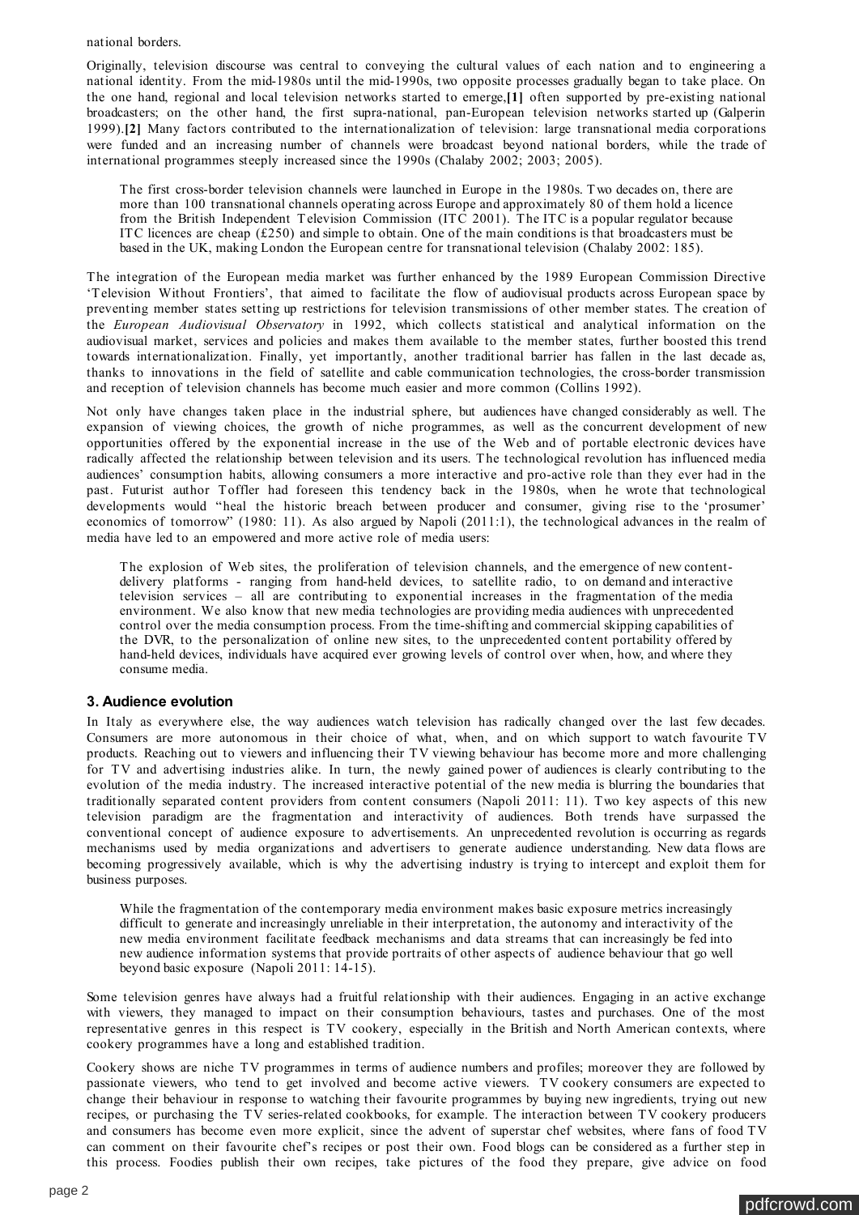national borders.

Originally, television discourse was central to conveying the cultural values of each nation and to engineering a national identity. From the mid-1980s until the mid-1990s, two opposite processes gradually began to take place. On the one hand, regional and local television networks started to emerge,**[1]** often supported by pre-existing national broadcasters; on the other hand, the first supra-national, pan-European television networks started up (Galperin 1999).**[2]** Many factors contributed to the internationalization of television: large transnational media corporations were funded and an increasing number of channels were broadcast beyond national borders, while the trade of international programmes steeply increased since the 1990s (Chalaby 2002; 2003; 2005).

> The first cross-border television channels were launched in Europe in the 1980s. Two decades on, there are more than 100 transnational channels operating across Europe and approximately 80 of them hold a licence from the British Independent Television Commission (ITC 2001). The ITC is a popular regulator because ITC licences are cheap (£250) and simple to obtain. One of the main conditions is that broadcasters must be based in the UK, making London the European centre for transnational television (Chalaby 2002: 185).

The integration of the European media market was further enhanced by the 1989 European Commission Directive 'Television Without Frontiers', that aimed to facilitate the flow of audiovisual products across European space by preventing member states setting up restrictions for television transmissions of other member states. The creation of the *European Audiovisual Observatory* in 1992, which collects statistical and analytical information on the audiovisual market, services and policies and makes them available to the member states, further boosted this trend towards internationalization. Finally, yet importantly, another traditional barrier has fallen in the last decade as, thanks to innovations in the field of satellite and cable communication technologies, the cross-border transmission and reception of television channels has become much easier and more common (Collins 1992).

Not only have changes taken place in the industrial sphere, but audiences have changed considerably as well. The expansion of viewing choices, the growth of niche programmes, as well as the concurrent development of new opportunities offered by the exponential increase in the use of the Web and of portable electronic devices have radically affected the relationship between television and its users. The technological revolution has influenced media audiences' consumption habits, allowing consumers a more interactive and pro-active role than they ever had in the past. Futurist author Toffler had foreseen this tendency back in the 1980s, when he wrote that technological developments would "heal the historic breach between producer and consumer, giving rise to the 'prosumer' economics of tomorrow" (1980: 11). As also argued by Napoli (2011:1), the technological advances in the realm of media have led to an empowered and more active role of media users:

> The explosion of Web sites, the proliferation of television channels, and the emergence of new content-delivery platforms - ranging from hand-held devices, to satellite radio, to on demand and interactive television services – all are contributing to exponential increases in the fragmentation of the media environment. We also know that new media technologies are providing media audiences with unprecedented control over the media consumption process. From the time-shifting and commercial skipping capabilities of the DVR, to the personalization of online new sites, to the unprecedented content portability offered by hand-held devices, individuals have acquired ever growing levels of control over when, how, and where they consume media.

## 3. Audience evolution

In Italy as everywhere else, the way audiences watch television has radically changed over the last few decades. Consumers are more autonomous in their choice of what, when, and on which support to watch favourite TV products. Reaching out to viewers and influencing their TV viewing behaviour has become more and more challenging for TV and advertising industries alike. In turn, the newly gained power of audiences is clearly contributing to the evolution of the media industry. The increased interactive potential of the new media is blurring the boundaries that traditionally separated content providers from content consumers (Napoli 2011: 11). Two key aspects of this new television paradigm are the fragmentation and interactivity of audiences. Both trends have surpassed the conventional concept of audience exposure to advertisements. An unprecedented revolution is occurring as regards mechanisms used by media organizations and advertisers to generate audience understanding. New data flows are becoming progressively available, which is why the advertising industry is trying to intercept and exploit them for business purposes.

> While the fragmentation of the contemporary media environment makes basic exposure metrics increasingly difficult to generate and increasingly unreliable in their interpretation, the autonomy and interactivity of the new media environment facilitate feedback mechanisms and data streams that can increasingly be fed into new audience information systems that provide portraits of other aspects of audience behaviour that go well beyond basic exposure (Napoli 2011: 14-15).

Some television genres have always had a fruitful relationship with their audiences. Engaging in an active exchange with viewers, they managed to impact on their consumption behaviours, tastes and purchases. One of the most representative genres in this respect is TV cookery, especially in the British and North American contexts, where cookery programmes have a long and established tradition.

Cookery shows are niche TV programmes in terms of audience numbers and profiles; moreover they are followed by passionate viewers, who tend to get involved and become active viewers. TV cookery consumers are expected to change their behaviour in response to watching their favourite programmes by buying new ingredients, trying out new recipes, or purchasing the TV series-related cookbooks, for example. The interaction between TV cookery producers and consumers has become even more explicit, since the advent of superstar chef websites, where fans of food TV can comment on their favourite chef's recipes or post their own. Food blogs can be considered as a further step in this process. Foodies publish their own recipes, take pictures of the food they prepare, give advice on food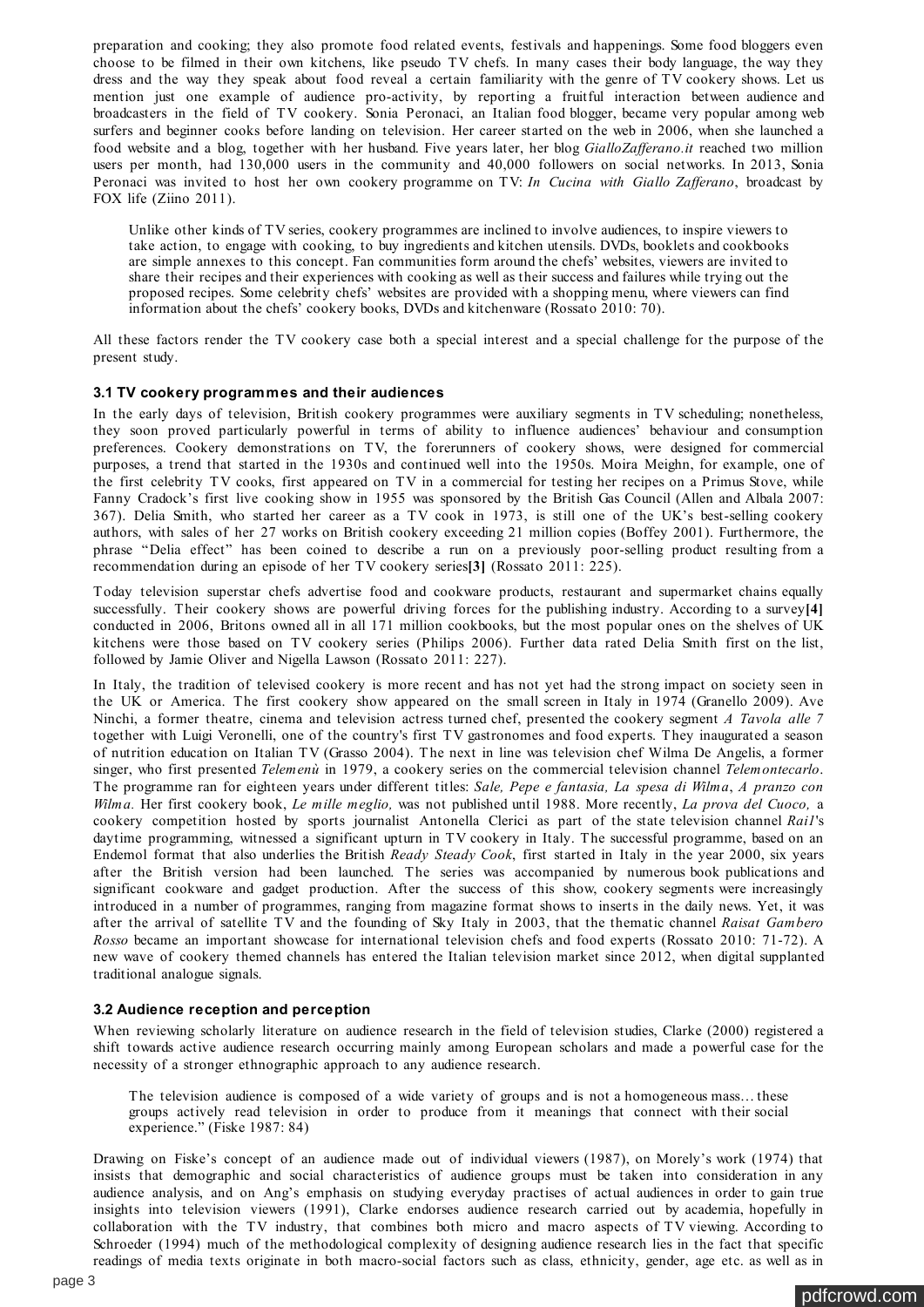preparation and cooking; they also promote food related events, festivals and happenings. Some food bloggers even choose to be filmed in their own kitchens, like pseudo TV chefs. In many cases their body language, the way they dress and the way they speak about food reveal a certain familiarity with the genre of TV cookery shows. Let us mention just one example of audience pro-activity, by reporting a fruitful interaction between audience and broadcasters in the field of TV cookery. Sonia Peronaci, an Italian food blogger, became very popular among web surfers and beginner cooks before landing on television. Her career started on the web in 2006, when she launched a food website and a blog, together with her husband. Five years later, her blog *GialloZafferano.it* reached two million users per month, had 130,000 users in the community and 40,000 followers on social networks. In 2013, Sonia Peronaci was invited to host her own cookery programme on TV: *In Cucina with Giallo Zafferano*, broadcast by FOX life (Ziino 2011).

> Unlike other kinds of TV series, cookery programmes are inclined to involve audiences, to inspire viewers to take action, to engage with cooking, to buy ingredients and kitchen utensils. DVDs, booklets and cookbooks are simple annexes to this concept. Fan communities form around the chefs' websites, viewers are invited to share their recipes and their experiences with cooking as well as their success and failures while trying out the proposed recipes. Some celebrity chefs' websites are provided with a shopping menu, where viewers can find information about the chefs' cookery books, DVDs and kitchenware (Rossato 2010: 70).

All these factors render the TV cookery case both a special interest and a special challenge for the purpose of the present study.

### 3.1 TV cookery programmes and their audiences

In the early days of television, British cookery programmes were auxiliary segments in TV scheduling; nonetheless, they soon proved particularly powerful in terms of ability to influence audiences' behaviour and consumption preferences. Cookery demonstrations on TV, the forerunners of cookery shows, were designed for commercial purposes, a trend that started in the 1930s and continued well into the 1950s. Moira Meighn, for example, one of the first celebrity TV cooks, first appeared on TV in a commercial for testing her recipes on a Primus Stove, while Fanny Cradock's first live cooking show in 1955 was sponsored by the British Gas Council (Allen and Albala 2007: 367). Delia Smith, who started her career as a TV cook in 1973, is still one of the UK's best-selling cookery authors, with sales of her 27 works on British cookery exceeding 21 million copies (Boffey 2001). Furthermore, the phrase "Delia effect" has been coined to describe a run on a previously poor-selling product resulting from a recommendation during an episode of her TV cookery series**[3]** (Rossato 2011: 225).

Today television superstar chefs advertise food and cookware products, restaurant and supermarket chains equally successfully. Their cookery shows are powerful driving forces for the publishing industry. According to a survey**[4]** conducted in 2006, Britons owned all in all 171 million cookbooks, but the most popular ones on the shelves of UK kitchens were those based on TV cookery series (Philips 2006). Further data rated Delia Smith first on the list, followed by Jamie Oliver and Nigella Lawson (Rossato 2011: 227).

In Italy, the tradition of televised cookery is more recent and has not yet had the strong impact on society seen in the UK or America. The first cookery show appeared on the small screen in Italy in 1974 (Granello 2009). Ave Ninchi, a former theatre, cinema and television actress turned chef, presented the cookery segment *A Tavola alle 7* together with Luigi Veronelli, one of the country's first TV gastronomes and food experts. They inaugurated a season of nutrition education on Italian TV (Grasso 2004). The next in line was television chef Wilma De Angelis, a former singer, who first presented *Telemenù* in 1979, a cookery series on the commercial television channel *Telemontecarlo*. The programme ran for eighteen years under different titles: *Sale, Pepe e fantasia, La spesa di Wilma*, *A pranzo con Wilma.* Her first cookery book, *Le mille meglio,* was not published until 1988. More recently, *La prova del Cuoco,* a cookery competition hosted by sports journalist Antonella Clerici as part of the state television channel *Rai1*'s daytime programming, witnessed a significant upturn in TV cookery in Italy. The successful programme, based on an Endemol format that also underlies the British *Ready Steady Cook*, first started in Italy in the year 2000, six years after the British version had been launched. The series was accompanied by numerous book publications and significant cookware and gadget production. After the success of this show, cookery segments were increasingly introduced in a number of programmes, ranging from magazine format shows to inserts in the daily news. Yet, it was after the arrival of satellite TV and the founding of Sky Italy in 2003, that the thematic channel *Raisat Gambero Rosso* became an important showcase for international television chefs and food experts (Rossato 2010: 71-72). A new wave of cookery themed channels has entered the Italian television market since 2012, when digital supplanted traditional analogue signals.

### 3.2 Audience reception and perception

When reviewing scholarly literature on audience research in the field of television studies, Clarke (2000) registered a shift towards active audience research occurring mainly among European scholars and made a powerful case for the necessity of a stronger ethnographic approach to any audience research.

> The television audience is composed of a wide variety of groups and is not a homogeneous mass… these groups actively read television in order to produce from it meanings that connect with their social experience." (Fiske 1987: 84)

Drawing on Fiske's concept of an audience made out of individual viewers (1987), on Morely's work (1974) that insists that demographic and social characteristics of audience groups must be taken into consideration in any audience analysis, and on Ang's emphasis on studying everyday practises of actual audiences in order to gain true insights into television viewers (1991), Clarke endorses audience research carried out by academia, hopefully in collaboration with the TV industry, that combines both micro and macro aspects of TV viewing. According to Schroeder (1994) much of the methodological complexity of designing audience research lies in the fact that specific readings of media texts originate in both macro-social factors such as class, ethnicity, gender, age etc. as well as in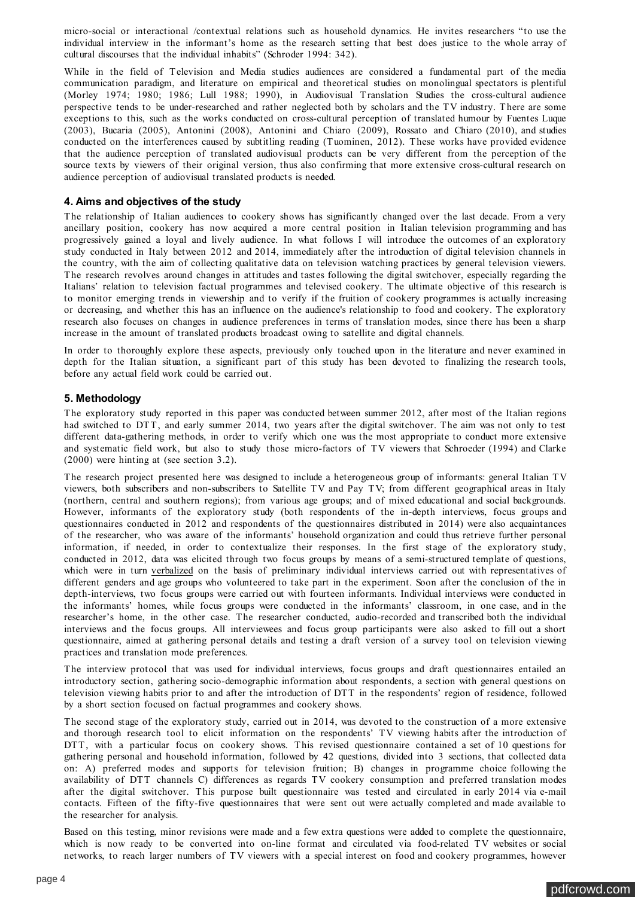micro-social or interactional /contextual relations such as household dynamics. He invites researchers "to use the individual interview in the informant's home as the research setting that best does justice to the whole array of cultural discourses that the individual inhabits" (Schroder 1994: 342).

While in the field of Television and Media studies audiences are considered a fundamental part of the media communication paradigm, and literature on empirical and theoretical studies on monolingual spectators is plentiful (Morley 1974; 1980; 1986; Lull 1988; 1990), in Audiovisual Translation Studies the cross-cultural audience perspective tends to be under-researched and rather neglected both by scholars and the TV industry. There are some exceptions to this, such as the works conducted on cross-cultural perception of translated humour by Fuentes Luque (2003), Bucaria (2005), Antonini (2008), Antonini and Chiaro (2009), Rossato and Chiaro (2010), and studies conducted on the interferences caused by subtitling reading (Tuominen, 2012). These works have provided evidence that the audience perception of translated audiovisual products can be very different from the perception of the source texts by viewers of their original version, thus also confirming that more extensive cross-cultural research on audience perception of audiovisual translated products is needed.

### 4. Aims and objectives of the study

The relationship of Italian audiences to cookery shows has significantly changed over the last decade. From a very ancillary position, cookery has now acquired a more central position in Italian television programming and has progressively gained a loyal and lively audience. In what follows I will introduce the outcomes of an exploratory study conducted in Italy between 2012 and 2014, immediately after the introduction of digital television channels in the country, with the aim of collecting qualitative data on television watching practices by general television viewers. The research revolves around changes in attitudes and tastes following the digital switchover, especially regarding the Italians' relation to television factual programmes and televised cookery. The ultimate objective of this research is to monitor emerging trends in viewership and to verify if the fruition of cookery programmes is actually increasing or decreasing, and whether this has an influence on the audience's relationship to food and cookery. The exploratory research also focuses on changes in audience preferences in terms of translation modes, since there has been a sharp increase in the amount of translated products broadcast owing to satellite and digital channels.

In order to thoroughly explore these aspects, previously only touched upon in the literature and never examined in depth for the Italian situation, a significant part of this study has been devoted to finalizing the research tools, before any actual field work could be carried out.

### 5. Methodology

The exploratory study reported in this paper was conducted between summer 2012, after most of the Italian regions had switched to DTT, and early summer 2014, two years after the digital switchover. The aim was not only to test different data-gathering methods, in order to verify which one was the most appropriate to conduct more extensive and systematic field work, but also to study those micro-factors of TV viewers that Schroeder (1994) and Clarke (2000) were hinting at (see section 3.2).

The research project presented here was designed to include a heterogeneous group of informants: general Italian TV viewers, both subscribers and non-subscribers to Satellite TV and Pay TV; from different geographical areas in Italy (northern, central and southern regions); from various age groups; and of mixed educational and social backgrounds. However, informants of the exploratory study (both respondents of the in-depth interviews, focus groups and questionnaires conducted in 2012 and respondents of the questionnaires distributed in 2014) were also acquaintances of the researcher, who was aware of the informants' household organization and could thus retrieve further personal information, if needed, in order to contextualize their responses. In the first stage of the exploratory study, conducted in 2012, data was elicited through two focus groups by means of a semi-structured template of questions, which were in turn verbalized on the basis of preliminary individual interviews carried out with representatives of different genders and age groups who volunteered to take part in the experiment. Soon after the conclusion of the in depth-interviews, two focus groups were carried out with fourteen informants. Individual interviews were conducted in the informants' homes, while focus groups were conducted in the informants' classroom, in one case, and in the researcher's home, in the other case. The researcher conducted, audio-recorded and transcribed both the individual interviews and the focus groups. All interviewees and focus group participants were also asked to fill out a short questionnaire, aimed at gathering personal details and testing a draft version of a survey tool on television viewing practices and translation mode preferences.

The interview protocol that was used for individual interviews, focus groups and draft questionnaires entailed an introductory section, gathering socio-demographic information about respondents, a section with general questions on television viewing habits prior to and after the introduction of DTT in the respondents' region of residence, followed by a short section focused on factual programmes and cookery shows.

The second stage of the exploratory study, carried out in 2014, was devoted to the construction of a more extensive and thorough research tool to elicit information on the respondents' TV viewing habits after the introduction of DTT, with a particular focus on cookery shows. This revised questionnaire contained a set of 10 questions for gathering personal and household information, followed by 42 questions, divided into 3 sections, that collected data on: A) preferred modes and supports for television fruition; B) changes in programme choice following the availability of DTT channels C) differences as regards TV cookery consumption and preferred translation modes after the digital switchover. This purpose built questionnaire was tested and circulated in early 2014 via e-mail contacts. Fifteen of the fifty-five questionnaires that were sent out were actually completed and made available to the researcher for analysis.

Based on this testing, minor revisions were made and a few extra questions were added to complete the questionnaire, which is now ready to be converted into on-line format and circulated via food-related TV websites or social networks, to reach larger numbers of TV viewers with a special interest on food and cookery programmes, however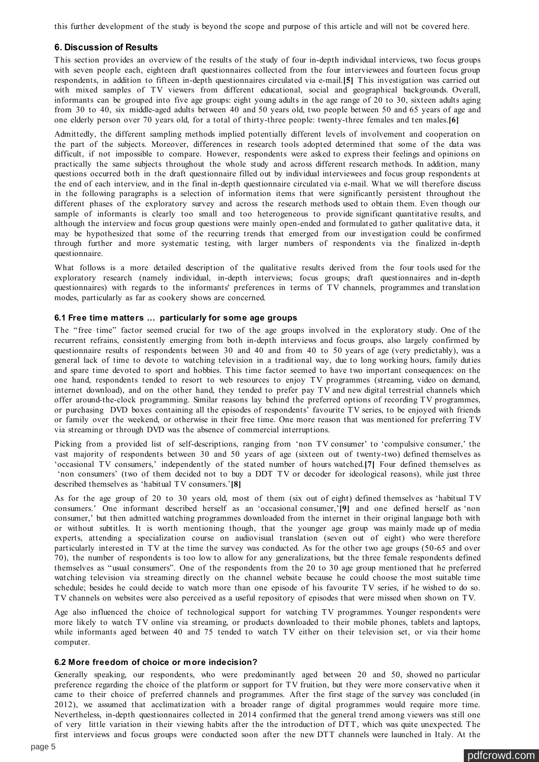this further development of the study is beyond the scope and purpose of this article and will not be covered here.

## 6. Discussion of Results

This section provides an overview of the results of the study of four in-depth individual interviews, two focus groups with seven people each, eighteen draft questionnaires collected from the four interviewees and fourteen focus group respondents, in addition to fifteen in-depth questionnaires circulated via e-mail.**[5]** This investigation was carried out with mixed samples of TV viewers from different educational, social and geographical backgrounds. Overall, informants can be grouped into five age groups: eight young adults in the age range of 20 to 30, sixteen adults aging from 30 to 40, six middle-aged adults between 40 and 50 years old, two people between 50 and 65 years of age and one elderly person over 70 years old, for a total of thirty-three people: twenty-three females and ten males.**[6]**

Admittedly, the different sampling methods implied potentially different levels of involvement and cooperation on the part of the subjects. Moreover, differences in research tools adopted determined that some of the data was difficult, if not impossible to compare. However, respondents were asked to express their feelings and opinions on practically the same subjects throughout the whole study and across different research methods. In addition, many questions occurred both in the draft questionnaire filled out by individual interviewees and focus group respondents at the end of each interview, and in the final in-depth questionnaire circulated via e-mail. What we will therefore discuss in the following paragraphs is a selection of information items that were significantly persistent throughout the different phases of the exploratory survey and across the research methods used to obtain them. Even though our sample of informants is clearly too small and too heterogeneous to provide significant quantitative results, and although the interview and focus group questions were mainly open-ended and formulated to gather qualitative data, it may be hypothesized that some of the recurring trends that emerged from our investigation could be confirmed through further and more systematic testing, with larger numbers of respondents via the finalized in-depth questionnaire.

What follows is a more detailed description of the qualitative results derived from the four tools used for the exploratory research (namely individual, in-depth interviews; focus groups; draft questionnaires and in-depth questionnaires) with regards to the informants' preferences in terms of TV channels, programmes and translation modes, particularly as far as cookery shows are concerned.

### 6.1 Free time matters ... particularly for some age groups

The "free time" factor seemed crucial for two of the age groups involved in the exploratory study. One of the recurrent refrains, consistently emerging from both in-depth interviews and focus groups, also largely confirmed by questionnaire results of respondents between 30 and 40 and from 40 to 50 years of age (very predictably), was a general lack of time to devote to watching television in a traditional way, due to long working hours, family duties and spare time devoted to sport and hobbies. This time factor seemed to have two important consequences: on the one hand, respondents tended to resort to web resources to enjoy TV programmes (streaming, video on demand, internet download), and on the other hand, they tended to prefer pay TV and new digital terrestrial channels which offer around-the-clock programming. Similar reasons lay behind the preferred options of recording TV programmes, or purchasing DVD boxes containing all the episodes of respondents' favourite TV series, to be enjoyed with friends or family over the weekend, or otherwise in their free time. One more reason that was mentioned for preferring TV via streaming or through DVD was the absence of commercial interruptions.

Picking from a provided list of self-descriptions, ranging from 'non TV consumer' to 'compulsive consumer,' the vast majority of respondents between 30 and 50 years of age (sixteen out of twenty-two) defined themselves as 'occasional TV consumers,' independently of the stated number of hours watched.**[7]** Four defined themselves as 'non consumers' (two of them decided not to buy a DDT TV or decoder for ideological reasons), while just three described themselves as 'habitual TV consumers.'**[8]**

As for the age group of 20 to 30 years old, most of them (six out of eight) defined themselves as 'habitual TV consumers.' One informant described herself as an 'occasional consumer,'**[9]** and one defined herself as 'non consumer,' but then admitted watching programmes downloaded from the internet in their original language both with or without subtitles. It is worth mentioning though, that the younger age group was mainly made up of media experts, attending a specialization course on audiovisual translation (seven out of eight) who were therefore particularly interested in TV at the time the survey was conducted. As for the other two age groups (50-65 and over 70), the number of respondents is too low to allow for any generalizations, but the three female respondents defined themselves as "usual consumers". One of the respondents from the 20 to 30 age group mentioned that he preferred watching television via streaming directly on the channel website because he could choose the most suitable time schedule; besides he could decide to watch more than one episode of his favourite TV series, if he wished to do so. TV channels on websites were also perceived as a useful repository of episodes that were missed when shown on TV.

Age also influenced the choice of technological support for watching TV programmes. Younger respondents were more likely to watch TV online via streaming, or products downloaded to their mobile phones, tablets and laptops, while informants aged between 40 and 75 tended to watch TV either on their television set, or via their home computer.

### 6.2 More freedom of choice or more indecision?

Generally speaking, our respondents, who were predominantly aged between 20 and 50, showed no particular preference regarding the choice of the platform or support for TV fruition, but they were more conservative when it came to their choice of preferred channels and programmes. After the first stage of the survey was concluded (in 2012), we assumed that acclimatization with a broader range of digital programmes would require more time. Nevertheless, in-depth questionnaires collected in 2014 confirmed that the general trend among viewers was still one of very little variation in their viewing habits after the introduction of DTT, which was quite unexpected. The first interviews and focus groups were conducted soon after the new DTT channels were launched in Italy. At the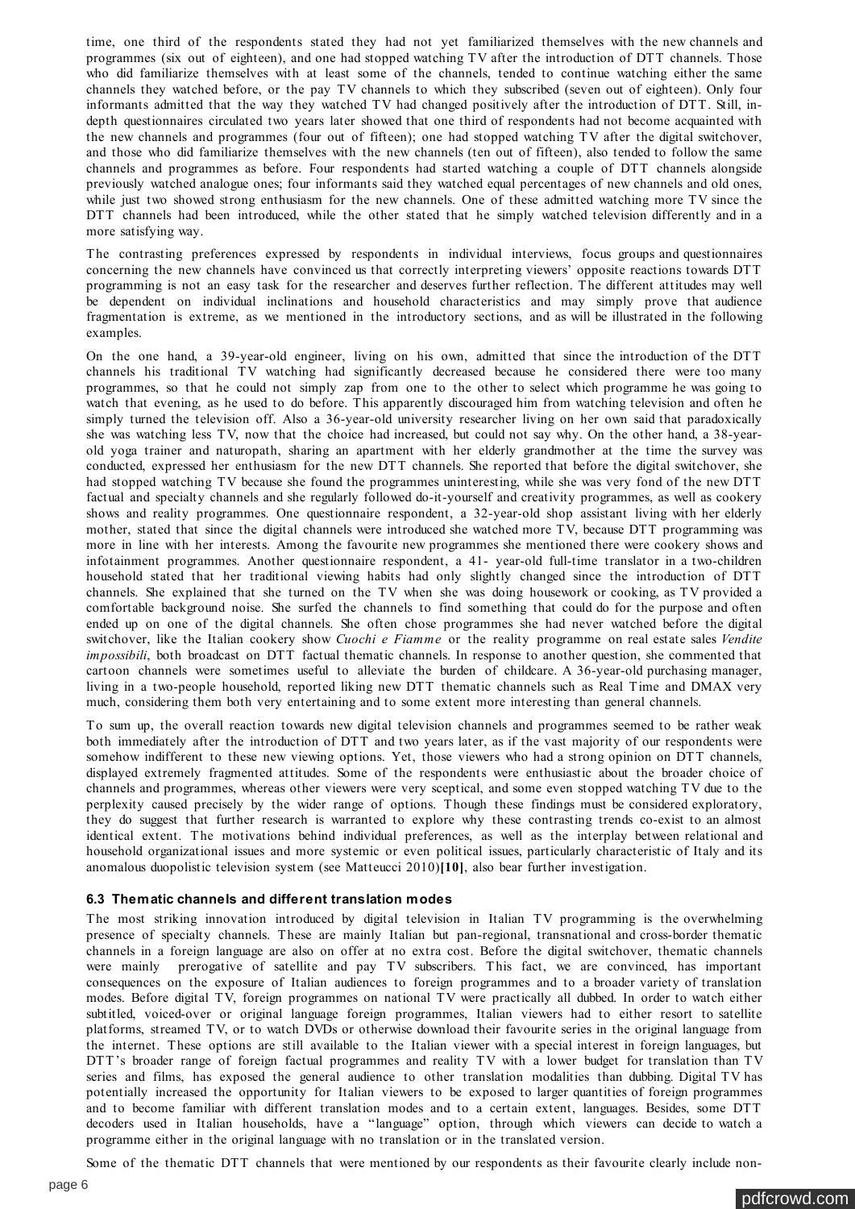time, one third of the respondents stated they had not yet familiarized themselves with the new channels and programmes (six out of eighteen), and one had stopped watching TV after the introduction of DTT channels. Those who did familiarize themselves with at least some of the channels, tended to continue watching either the same channels they watched before, or the pay TV channels to which they subscribed (seven out of eighteen). Only four informants admitted that the way they watched TV had changed positively after the introduction of DTT. Still, in-depth questionnaires circulated two years later showed that one third of respondents had not become acquainted with the new channels and programmes (four out of fifteen); one had stopped watching TV after the digital switchover, and those who did familiarize themselves with the new channels (ten out of fifteen), also tended to follow the same channels and programmes as before. Four respondents had started watching a couple of DTT channels alongside previously watched analogue ones; four informants said they watched equal percentages of new channels and old ones, while just two showed strong enthusiasm for the new channels. One of these admitted watching more TV since the DTT channels had been introduced, while the other stated that he simply watched television differently and in a more satisfying way.

The contrasting preferences expressed by respondents in individual interviews, focus groups and questionnaires concerning the new channels have convinced us that correctly interpreting viewers' opposite reactions towards DTT programming is not an easy task for the researcher and deserves further reflection. The different attitudes may well be dependent on individual inclinations and household characteristics and may simply prove that audience fragmentation is extreme, as we mentioned in the introductory sections, and as will be illustrated in the following examples.

On the one hand, a 39-year-old engineer, living on his own, admitted that since the introduction of the DTT channels his traditional TV watching had significantly decreased because he considered there were too many programmes, so that he could not simply zap from one to the other to select which programme he was going to watch that evening, as he used to do before. This apparently discouraged him from watching television and often he simply turned the television off. Also a 36-year-old university researcher living on her own said that paradoxically she was watching less TV, now that the choice had increased, but could not say why. On the other hand, a 38-year-old yoga trainer and naturopath, sharing an apartment with her elderly grandmother at the time the survey was conducted, expressed her enthusiasm for the new DTT channels. She reported that before the digital switchover, she had stopped watching TV because she found the programmes uninteresting, while she was very fond of the new DTT factual and specialty channels and she regularly followed do-it-yourself and creativity programmes, as well as cookery shows and reality programmes. One questionnaire respondent, a 32-year-old shop assistant living with her elderly mother, stated that since the digital channels were introduced she watched more TV, because DTT programming was more in line with her interests. Among the favourite new programmes she mentioned there were cookery shows and infotainment programmes. Another questionnaire respondent, a 41- year-old full-time translator in a two-children household stated that her traditional viewing habits had only slightly changed since the introduction of DTT channels. She explained that she turned on the TV when she was doing housework or cooking, as TV provided a comfortable background noise. She surfed the channels to find something that could do for the purpose and often ended up on one of the digital channels. She often chose programmes she had never watched before the digital switchover, like the Italian cookery show *Cuochi e Fiamme* or the reality programme on real estate sales *Vendite impossibili*, both broadcast on DTT factual thematic channels. In response to another question, she commented that cartoon channels were sometimes useful to alleviate the burden of childcare. A 36-year-old purchasing manager, living in a two-people household, reported liking new DTT thematic channels such as Real Time and DMAX very much, considering them both very entertaining and to some extent more interesting than general channels.

To sum up, the overall reaction towards new digital television channels and programmes seemed to be rather weak both immediately after the introduction of DTT and two years later, as if the vast majority of our respondents were somehow indifferent to these new viewing options. Yet, those viewers who had a strong opinion on DTT channels, displayed extremely fragmented attitudes. Some of the respondents were enthusiastic about the broader choice of channels and programmes, whereas other viewers were very sceptical, and some even stopped watching TV due to the perplexity caused precisely by the wider range of options. Though these findings must be considered exploratory, they do suggest that further research is warranted to explore why these contrasting trends co-exist to an almost identical extent. The motivations behind individual preferences, as well as the interplay between relational and household organizational issues and more systemic or even political issues, particularly characteristic of Italy and its anomalous duopolistic television system (see Matteucci 2010)**[10]**, also bear further investigation.

### 6.3 Thematic channels and different translation modes

The most striking innovation introduced by digital television in Italian TV programming is the overwhelming presence of specialty channels. These are mainly Italian but pan-regional, transnational and cross-border thematic channels in a foreign language are also on offer at no extra cost. Before the digital switchover, thematic channels were mainly prerogative of satellite and pay TV subscribers. This fact, we are convinced, has important consequences on the exposure of Italian audiences to foreign programmes and to a broader variety of translation modes. Before digital TV, foreign programmes on national TV were practically all dubbed. In order to watch either subtitled, voiced-over or original language foreign programmes, Italian viewers had to either resort to satellite platforms, streamed TV, or to watch DVDs or otherwise download their favourite series in the original language from the internet. These options are still available to the Italian viewer with a special interest in foreign languages, but DTT's broader range of foreign factual programmes and reality TV with a lower budget for translation than TV series and films, has exposed the general audience to other translation modalities than dubbing. Digital TV has potentially increased the opportunity for Italian viewers to be exposed to larger quantities of foreign programmes and to become familiar with different translation modes and to a certain extent, languages. Besides, some DTT decoders used in Italian households, have a "language" option, through which viewers can decide to watch a programme either in the original language with no translation or in the translated version.

Some of the thematic DTT channels that were mentioned by our respondents as their favourite clearly include non-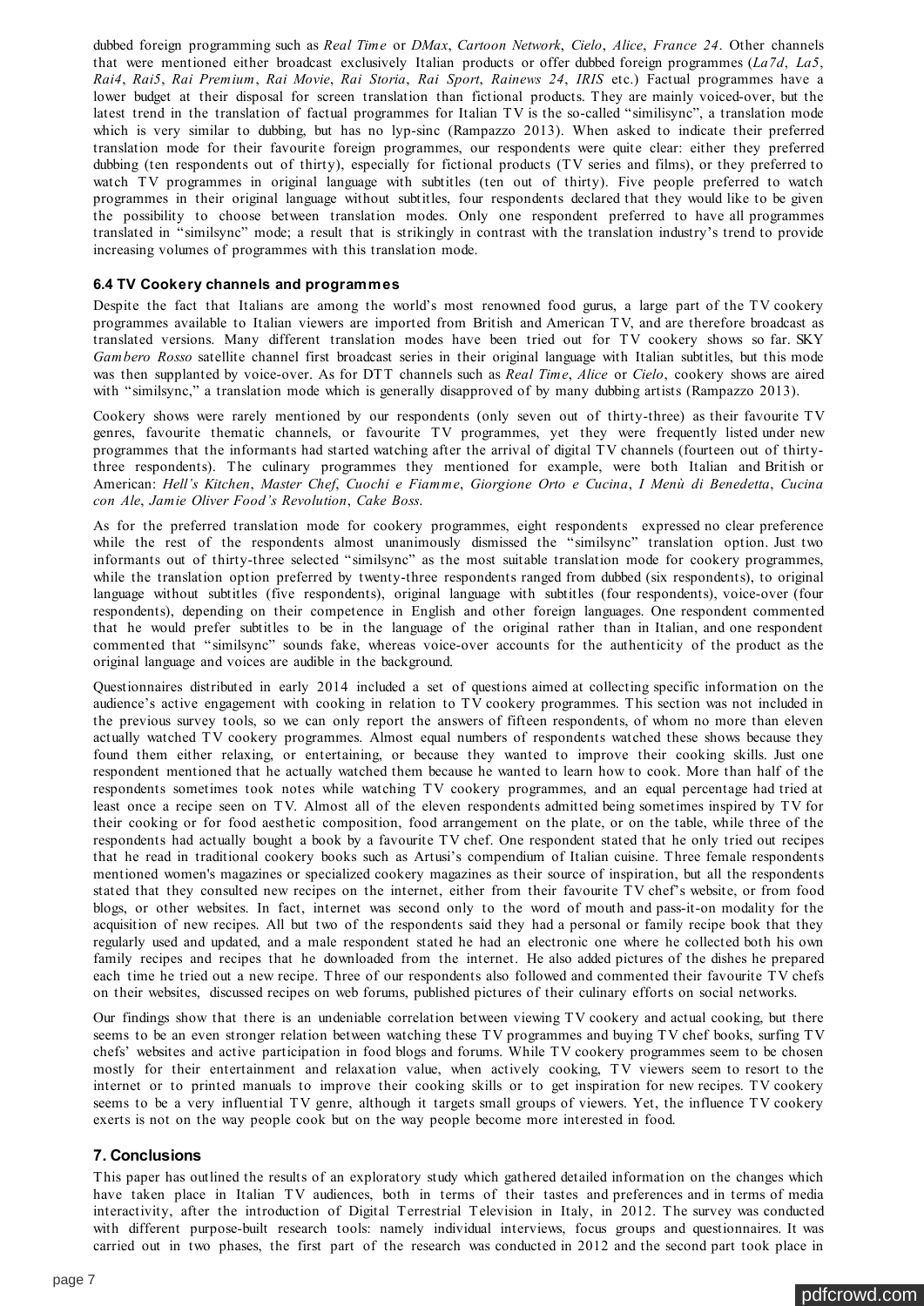dubbed foreign programming such as *Real Time* or *DMax*, *Cartoon Network*, *Cielo*, *Alice*, *France 24*. Other channels that were mentioned either broadcast exclusively Italian products or offer dubbed foreign programmes (*La7d*, *La5*, *Rai4*, *Rai5*, *Rai Premium*, *Rai Movie*, *Rai Storia*, *Rai Sport*, *Rainews 24*, *IRIS* etc.) Factual programmes have a lower budget at their disposal for screen translation than fictional products. They are mainly voiced-over, but the latest trend in the translation of factual programmes for Italian TV is the so-called "similisync", a translation mode which is very similar to dubbing, but has no lyp-sinc (Rampazzo 2013). When asked to indicate their preferred translation mode for their favourite foreign programmes, our respondents were quite clear: either they preferred dubbing (ten respondents out of thirty), especially for fictional products (TV series and films), or they preferred to watch TV programmes in original language with subtitles (ten out of thirty). Five people preferred to watch programmes in their original language without subtitles, four respondents declared that they would like to be given the possibility to choose between translation modes. Only one respondent preferred to have all programmes translated in "similsync" mode; a result that is strikingly in contrast with the translation industry's trend to provide increasing volumes of programmes with this translation mode.

### 6.4 TV Cookery channels and programmes

Despite the fact that Italians are among the world's most renowned food gurus, a large part of the TV cookery programmes available to Italian viewers are imported from British and American TV, and are therefore broadcast as translated versions. Many different translation modes have been tried out for TV cookery shows so far. SKY *Gambero Rosso* satellite channel first broadcast series in their original language with Italian subtitles, but this mode was then supplanted by voice-over. As for DTT channels such as *Real Time*, *Alice* or *Cielo*, cookery shows are aired with "similsync," a translation mode which is generally disapproved of by many dubbing artists (Rampazzo 2013).

Cookery shows were rarely mentioned by our respondents (only seven out of thirty-three) as their favourite TV genres, favourite thematic channels, or favourite TV programmes, yet they were frequently listed under new programmes that the informants had started watching after the arrival of digital TV channels (fourteen out of thirty-three respondents). The culinary programmes they mentioned for example, were both Italian and British or American: *Hell's Kitchen*, *Master Chef*, *Cuochi e Fiamme*, *Giorgione Orto e Cucina*, *I Menù di Benedetta*, *Cucina con Ale*, *Jamie Oliver Food's Revolution*, *Cake Boss*.

As for the preferred translation mode for cookery programmes, eight respondents expressed no clear preference while the rest of the respondents almost unanimously dismissed the "similsync" translation option. Just two informants out of thirty-three selected "similsync" as the most suitable translation mode for cookery programmes, while the translation option preferred by twenty-three respondents ranged from dubbed (six respondents), to original language without subtitles (five respondents), original language with subtitles (four respondents), voice-over (four respondents), depending on their competence in English and other foreign languages. One respondent commented that he would prefer subtitles to be in the language of the original rather than in Italian, and one respondent commented that "similsync" sounds fake, whereas voice-over accounts for the authenticity of the product as the original language and voices are audible in the background.

Questionnaires distributed in early 2014 included a set of questions aimed at collecting specific information on the audience's active engagement with cooking in relation to TV cookery programmes. This section was not included in the previous survey tools, so we can only report the answers of fifteen respondents, of whom no more than eleven actually watched TV cookery programmes. Almost equal numbers of respondents watched these shows because they found them either relaxing, or entertaining, or because they wanted to improve their cooking skills. Just one respondent mentioned that he actually watched them because he wanted to learn how to cook. More than half of the respondents sometimes took notes while watching TV cookery programmes, and an equal percentage had tried at least once a recipe seen on TV. Almost all of the eleven respondents admitted being sometimes inspired by TV for their cooking or for food aesthetic composition, food arrangement on the plate, or on the table, while three of the respondents had actually bought a book by a favourite TV chef. One respondent stated that he only tried out recipes that he read in traditional cookery books such as Artusi's compendium of Italian cuisine. Three female respondents mentioned women's magazines or specialized cookery magazines as their source of inspiration, but all the respondents stated that they consulted new recipes on the internet, either from their favourite TV chef's website, or from food blogs, or other websites. In fact, internet was second only to the word of mouth and pass-it-on modality for the acquisition of new recipes. All but two of the respondents said they had a personal or family recipe book that they regularly used and updated, and a male respondent stated he had an electronic one where he collected both his own family recipes and recipes that he downloaded from the internet. He also added pictures of the dishes he prepared each time he tried out a new recipe. Three of our respondents also followed and commented their favourite TV chefs on their websites, discussed recipes on web forums, published pictures of their culinary efforts on social networks.

Our findings show that there is an undeniable correlation between viewing TV cookery and actual cooking, but there seems to be an even stronger relation between watching these TV programmes and buying TV chef books, surfing TV chefs' websites and active participation in food blogs and forums. While TV cookery programmes seem to be chosen mostly for their entertainment and relaxation value, when actively cooking, TV viewers seem to resort to the internet or to printed manuals to improve their cooking skills or to get inspiration for new recipes. TV cookery seems to be a very influential TV genre, although it targets small groups of viewers. Yet, the influence TV cookery exerts is not on the way people cook but on the way people become more interested in food.

## 7. Conclusions

This paper has outlined the results of an exploratory study which gathered detailed information on the changes which have taken place in Italian TV audiences, both in terms of their tastes and preferences and in terms of media interactivity, after the introduction of Digital Terrestrial Television in Italy, in 2012. The survey was conducted with different purpose-built research tools: namely individual interviews, focus groups and questionnaires. It was carried out in two phases, the first part of the research was conducted in 2012 and the second part took place in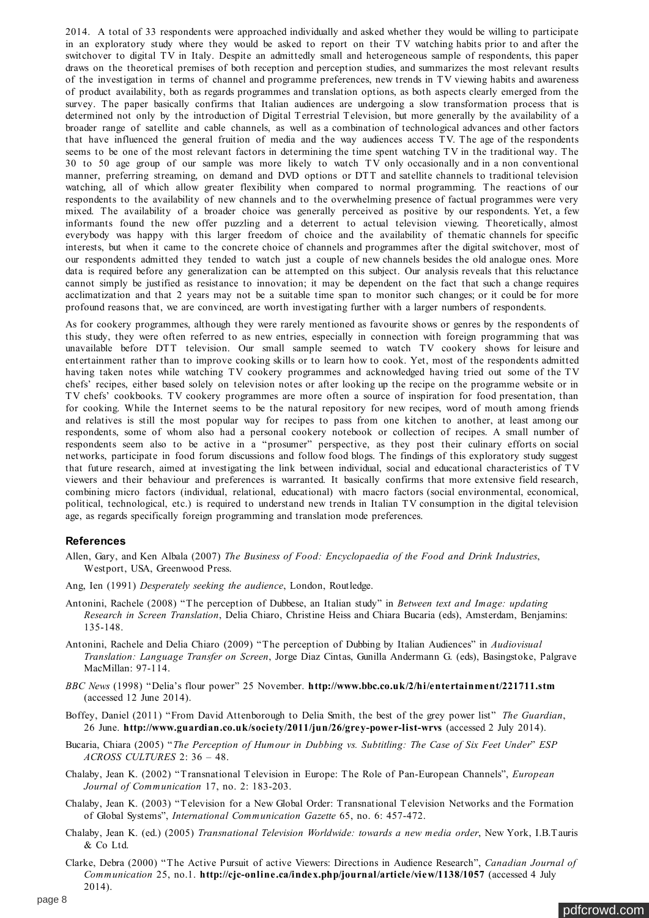2014. A total of 33 respondents were approached individually and asked whether they would be willing to participate in an exploratory study where they would be asked to report on their TV watching habits prior to and after the switchover to digital TV in Italy. Despite an admittedly small and heterogeneous sample of respondents, this paper draws on the theoretical premises of both reception and perception studies, and summarizes the most relevant results of the investigation in terms of channel and programme preferences, new trends in TV viewing habits and awareness of product availability, both as regards programmes and translation options, as both aspects clearly emerged from the survey. The paper basically confirms that Italian audiences are undergoing a slow transformation process that is determined not only by the introduction of Digital Terrestrial Television, but more generally by the availability of a broader range of satellite and cable channels, as well as a combination of technological advances and other factors that have influenced the general fruition of media and the way audiences access TV. The age of the respondents seems to be one of the most relevant factors in determining the time spent watching TV in the traditional way. The 30 to 50 age group of our sample was more likely to watch TV only occasionally and in a non conventional manner, preferring streaming, on demand and DVD options or DTT and satellite channels to traditional television watching, all of which allow greater flexibility when compared to normal programming. The reactions of our respondents to the availability of new channels and to the overwhelming presence of factual programmes were very mixed. The availability of a broader choice was generally perceived as positive by our respondents. Yet, a few informants found the new offer puzzling and a deterrent to actual television viewing. Theoretically, almost everybody was happy with this larger freedom of choice and the availability of thematic channels for specific interests, but when it came to the concrete choice of channels and programmes after the digital switchover, most of our respondents admitted they tended to watch just a couple of new channels besides the old analogue ones. More data is required before any generalization can be attempted on this subject. Our analysis reveals that this reluctance cannot simply be justified as resistance to innovation; it may be dependent on the fact that such a change requires acclimatization and that 2 years may not be a suitable time span to monitor such changes; or it could be for more profound reasons that, we are convinced, are worth investigating further with a larger numbers of respondents.

As for cookery programmes, although they were rarely mentioned as favourite shows or genres by the respondents of this study, they were often referred to as new entries, especially in connection with foreign programming that was unavailable before DTT television. Our small sample seemed to watch TV cookery shows for leisure and entertainment rather than to improve cooking skills or to learn how to cook. Yet, most of the respondents admitted having taken notes while watching TV cookery programmes and acknowledged having tried out some of the TV chefs' recipes, either based solely on television notes or after looking up the recipe on the programme website or in TV chefs' cookbooks. TV cookery programmes are more often a source of inspiration for food presentation, than for cooking. While the Internet seems to be the natural repository for new recipes, word of mouth among friends and relatives is still the most popular way for recipes to pass from one kitchen to another, at least among our respondents, some of whom also had a personal cookery notebook or collection of recipes. A small number of respondents seem also to be active in a "prosumer" perspective, as they post their culinary efforts on social networks, participate in food forum discussions and follow food blogs. The findings of this exploratory study suggest that future research, aimed at investigating the link between individual, social and educational characteristics of TV viewers and their behaviour and preferences is warranted. It basically confirms that more extensive field research, combining micro factors (individual, relational, educational) with macro factors (social environmental, economical, political, technological, etc.) is required to understand new trends in Italian TV consumption in the digital television age, as regards specifically foreign programming and translation mode preferences.

## References

Allen, Gary, and Ken Albala (2007) *The Business of Food: Encyclopaedia of the Food and Drink Industries*, Westport, USA, Greenwood Press.

Ang, Ien (1991) *Desperately seeking the audience*, London, Routledge.

Antonini, Rachele (2008) "The perception of Dubbese, an Italian study" in *Between text and Image: updating Research in Screen Translation*, Delia Chiaro, Christine Heiss and Chiara Bucaria (eds), Amsterdam, Benjamins: 135-148.

Antonini, Rachele and Delia Chiaro (2009) "The perception of Dubbing by Italian Audiences" in *Audiovisual Translation: Language Transfer on Screen*, Jorge Diaz Cintas, Gunilla Andermann G. (eds), Basingstoke, Palgrave MacMillan: 97-114.

*BBC News* (1998) "Delia's flour power" 25 November. **http://www.bbc.co.uk/2/hi/entertainment/221711.stm** (accessed 12 June 2014).

Boffey, Daniel (2011) "From David Attenborough to Delia Smith, the best of the grey power list" *The Guardian*, 26 June. **http://www.guardian.co.uk/society/2011/jun/26/grey-power-list-wrvs** (accessed 2 July 2014).

Bucaria, Chiara (2005) "*The Perception of Humour in Dubbing vs. Subtitling: The Case of Six Feet Under*" *ESP ACROSS CULTURES* 2: 36 – 48.

Chalaby, Jean K. (2002) "Transnational Television in Europe: The Role of Pan-European Channels", *European Journal of Communication* 17, no. 2: 183-203.

Chalaby, Jean K. (2003) "Television for a New Global Order: Transnational Television Networks and the Formation of Global Systems", *International Communication Gazette* 65, no. 6: 457-472.

Chalaby, Jean K. (ed.) (2005) *Transnational Television Worldwide: towards a new media order*, New York, I.B.Tauris & Co Ltd.

Clarke, Debra (2000) "The Active Pursuit of active Viewers: Directions in Audience Research", *Canadian Journal of Communication* 25, no.1. **http://cjc-online.ca/index.php/journal/article/view/1138/1057** (accessed 4 July 2014).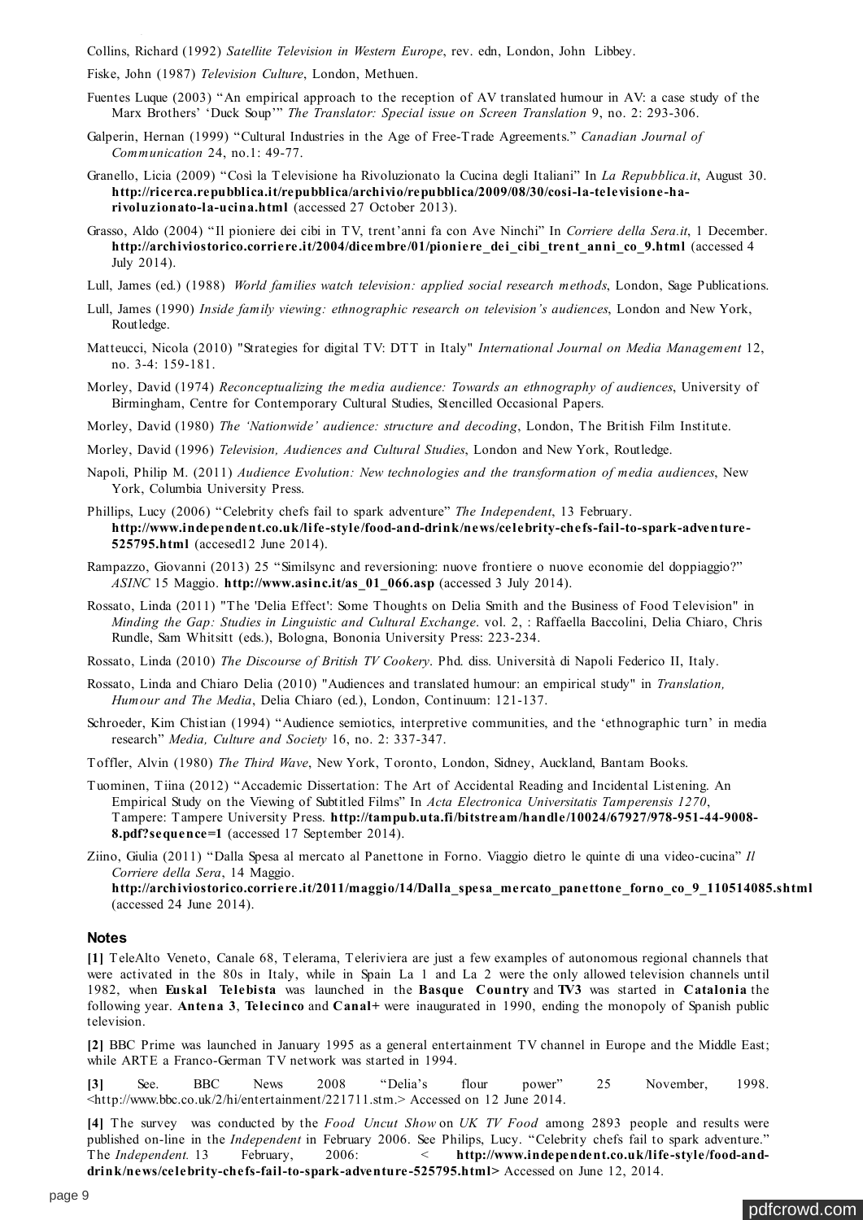Collins, Richard (1992) *Satellite Television in Western Europe*, rev. edn, London, John Libbey.

Fiske, John (1987) *Television Culture*, London, Methuen.

Fuentes Luque (2003) "An empirical approach to the reception of AV translated humour in AV: a case study of the Marx Brothers' 'Duck Soup'" *The Translator: Special issue on Screen Translation* 9, no. 2: 293-306.

Galperin, Hernan (1999) "Cultural Industries in the Age of Free-Trade Agreements." *Canadian Journal of Communication* 24, no.1: 49-77.

Granello, Licia (2009) "Così la Televisione ha Rivoluzionato la Cucina degli Italiani" In *La Repubblica.it*, August 30. **http://ricerca.repubblica.it/repubblica/archivio/repubblica/2009/08/30/cosi-la-televisione-ha-rivoluzionato-la-ucina.html** (accessed 27 October 2013).

Grasso, Aldo (2004) "Il pioniere dei cibi in TV, trent'anni fa con Ave Ninchi" In *Corriere della Sera.it*, 1 December. **http://archiviostorico.corriere.it/2004/dicembre/01/pioniere_dei_cibi_trent_anni_co_9.html** (accessed 4 July 2014).

Lull, James (ed.) (1988) *World families watch television: applied social research methods*, London, Sage Publications.

Lull, James (1990) *Inside family viewing: ethnographic research on television's audiences*, London and New York, Routledge.

Matteucci, Nicola (2010) "Strategies for digital TV: DTT in Italy" *International Journal on Media Management* 12, no. 3-4: 159-181.

Morley, David (1974) *Reconceptualizing the media audience: Towards an ethnography of audiences*, University of Birmingham, Centre for Contemporary Cultural Studies, Stencilled Occasional Papers.

Morley, David (1980) *The 'Nationwide' audience: structure and decoding*, London, The British Film Institute.

Morley, David (1996) *Television, Audiences and Cultural Studies*, London and New York, Routledge.

Napoli, Philip M. (2011) *Audience Evolution: New technologies and the transformation of media audiences*, New York, Columbia University Press.

Phillips, Lucy (2006) "Celebrity chefs fail to spark adventure" *The Independent*, 13 February. **http://www.independent.co.uk/life-style/food-and-drink/news/celebrity-chefs-fail-to-spark-adventure-525795.html** (accesed12 June 2014).

Rampazzo, Giovanni (2013) 25 "Similsync and reversioning: nuove frontiere o nuove economie del doppiaggio?" *ASINC* 15 Maggio. **http://www.asinc.it/as_01_066.asp** (accessed 3 July 2014).

Rossato, Linda (2011) "The 'Delia Effect': Some Thoughts on Delia Smith and the Business of Food Television" in *Minding the Gap: Studies in Linguistic and Cultural Exchange*. vol. 2, : Raffaella Baccolini, Delia Chiaro, Chris Rundle, Sam Whitsitt (eds.), Bologna, Bononia University Press: 223-234.

Rossato, Linda (2010) *The Discourse of British TV Cookery*. Phd. diss. Università di Napoli Federico II, Italy.

Rossato, Linda and Chiaro Delia (2010) "Audiences and translated humour: an empirical study" in *Translation, Humour and The Media*, Delia Chiaro (ed.), London, Continuum: 121-137.

Schroeder, Kim Chistian (1994) "Audience semiotics, interpretive communities, and the 'ethnographic turn' in media research" *Media, Culture and Society* 16, no. 2: 337-347.

Toffler, Alvin (1980) *The Third Wave*, New York, Toronto, London, Sidney, Auckland, Bantam Books.

Tuominen, Tiina (2012) "Accademic Dissertation: The Art of Accidental Reading and Incidental Listening. An Empirical Study on the Viewing of Subtitled Films" In *Acta Electronica Universitatis Tamperensis 1270*, Tampere: Tampere University Press. **http://tampub.uta.fi/bitstream/handle/10024/67927/978-951-44-9008-8.pdf?sequence=1** (accessed 17 September 2014).

Ziino, Giulia (2011) "Dalla Spesa al mercato al Panettone in Forno. Viaggio dietro le quinte di una video-cucina" *Il Corriere della Sera*, 14 Maggio. **http://archiviostorico.corriere.it/2011/maggio/14/Dalla_spesa_mercato_panettone_forno_co_9_110514085.shtml** (accessed 24 June 2014).

### Notes

**[1]** TeleAlto Veneto, Canale 68, Telerama, Teleriviera are just a few examples of autonomous regional channels that were activated in the 80s in Italy, while in Spain La 1 and La 2 were the only allowed television channels until 1982, when **Euskal Telebista** was launched in the **Basque Country** and **TV3** was started in **Catalonia** the following year. **Antena 3**, **Telecinco** and **Canal+** were inaugurated in 1990, ending the monopoly of Spanish public television.

**[2]** BBC Prime was launched in January 1995 as a general entertainment TV channel in Europe and the Middle East; while ARTE a Franco-German TV network was started in 1994.

**[3]** See. BBC News 2008 "Delia's flour power" 25 November, 1998. <http://www.bbc.co.uk/2/hi/entertainment/221711.stm.> Accessed on 12 June 2014.

**[4]** The survey was conducted by the *Food Uncut Show* on *UK TV Food* among 2893 people and results were published on-line in the *Independent* in February 2006. See Philips, Lucy. "Celebrity chefs fail to spark adventure." The *Independent.* 13 February, 2006: < **http://www.independent.co.uk/life-style/food-and-drink/news/celebrity-chefs-fail-to-spark-adventure-525795.html>** Accessed on June 12, 2014.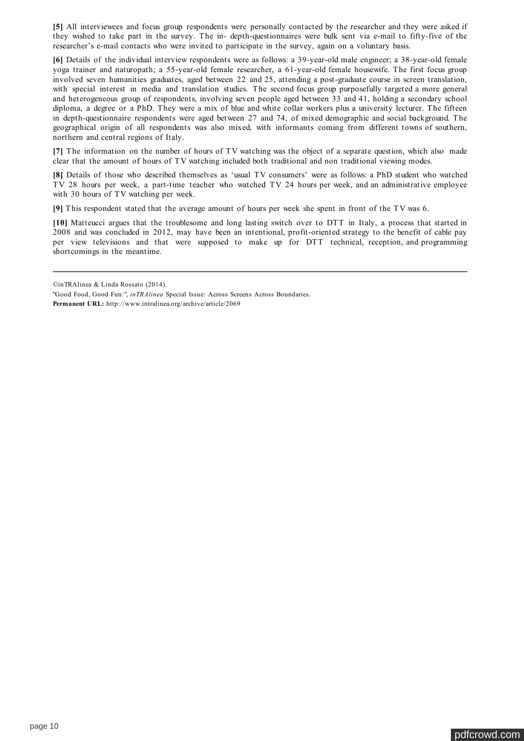**[5]** All interviewees and focus group respondents were personally contacted by the researcher and they were asked if they wished to take part in the survey. The in- depth-questionnaires were bulk sent via e-mail to fifty-five of the researcher's e-mail contacts who were invited to participate in the survey, again on a voluntary basis.

**[6]** Details of the individual interview respondents were as follows: a 39-year-old male engineer; a 38-year-old female yoga trainer and naturopath; a 55-year-old female researcher, a 61-year-old female housewife. The first focus group involved seven humanities graduates, aged between 22 and 25, attending a post-graduate course in screen translation, with special interest in media and translation studies. The second focus group purposefully targeted a more general and heterogeneous group of respondents, involving seven people aged between 33 and 41, holding a secondary school diploma, a degree or a PhD. They were a mix of blue and white collar workers plus a university lecturer. The fifteen in depth-questionnaire respondents were aged between 27 and 74, of mixed demographic and social background. The geographical origin of all respondents was also mixed, with informants coming from different towns of southern, northern and central regions of Italy.

**[7]** The information on the number of hours of TV watching was the object of a separate question, which also made clear that the amount of hours of TV watching included both traditional and non traditional viewing modes.

**[8]** Details of those who described themselves as 'usual TV consumers' were as follows: a PhD student who watched TV 28 hours per week, a part-time teacher who watched TV 24 hours per week, and an administrative employee with 30 hours of TV watching per week.

**[9]** This respondent stated that the average amount of hours per week she spent in front of the TV was 6.

**[10]** Matteucci argues that the troublesome and long lasting switch over to DTT in Italy, a process that started in 2008 and was concluded in 2012, may have been an intentional, profit-oriented strategy to the benefit of cable pay per view televisions and that were supposed to make up for DTT technical, reception, and programming shortcomings in the meantime.

---

©inTRAlinea & Linda Rossato (2014).

"Good Food, Good Fun:", *inTRAlinea* Special Issue: Across Screens Across Boundaries.

**Permanent URL:** http://www.intralinea.org/archive/article/2069